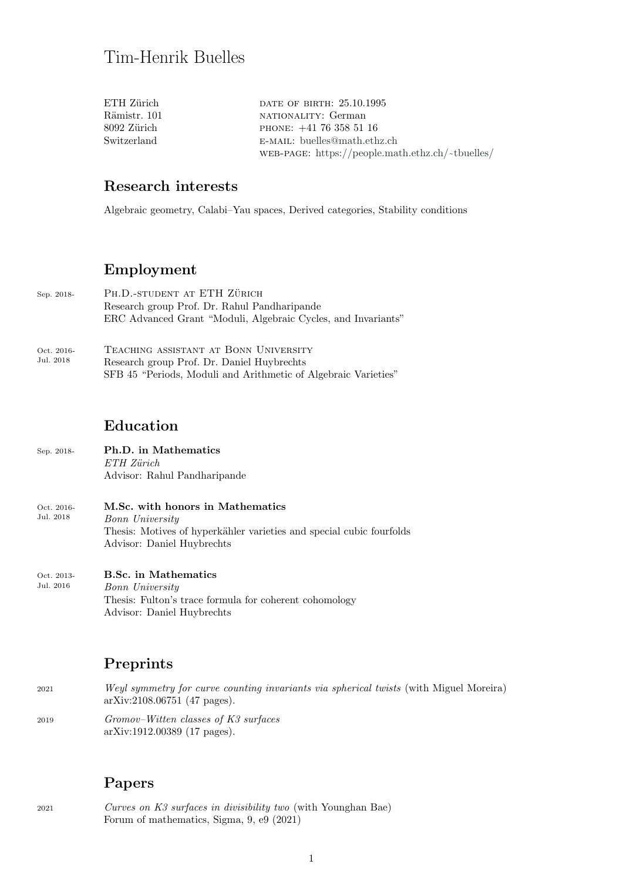# Tim-Henrik Buelles

ETH Zürich
Rämistr. 101
8092 Zürich
Switzerland

DATE OF BIRTH: 25.10.1995
NATIONALITY: German
PHONE: +41 76 358 51 16
E-MAIL: buelles@math.ethz.ch
WEB-PAGE: https://people.math.ethz.ch/~tbuelles/

## Research interests

Algebraic geometry, Calabi–Yau spaces, Derived categories, Stability conditions

## Employment

Sep. 2018- **PH.D.-STUDENT AT ETH ZÜRICH**
Research group Prof. Dr. Rahul Pandharipande
ERC Advanced Grant "Moduli, Algebraic Cycles, and Invariants"

Oct. 2016- Jul. 2018 **TEACHING ASSISTANT AT BONN UNIVERSITY**
Research group Prof. Dr. Daniel Huybrechts
SFB 45 "Periods, Moduli and Arithmetic of Algebraic Varieties"

## Education

Sep. 2018- **Ph.D. in Mathematics**
*ETH Zürich*
Advisor: Rahul Pandharipande

Oct. 2016- Jul. 2018 **M.Sc. with honors in Mathematics**
*Bonn University*
Thesis: Motives of hyperkähler varieties and special cubic fourfolds
Advisor: Daniel Huybrechts

Oct. 2013- Jul. 2016 **B.Sc. in Mathematics**
*Bonn University*
Thesis: Fulton's trace formula for coherent cohomology
Advisor: Daniel Huybrechts

## Preprints

2021 *Weyl symmetry for curve counting invariants via spherical twists* (with Miguel Moreira)
arXiv:2108.06751 (47 pages).

2019 *Gromov–Witten classes of K3 surfaces*
arXiv:1912.00389 (17 pages).

## Papers

2021 *Curves on K3 surfaces in divisibility two* (with Younghan Bae)
Forum of mathematics, Sigma, 9, e9 (2021)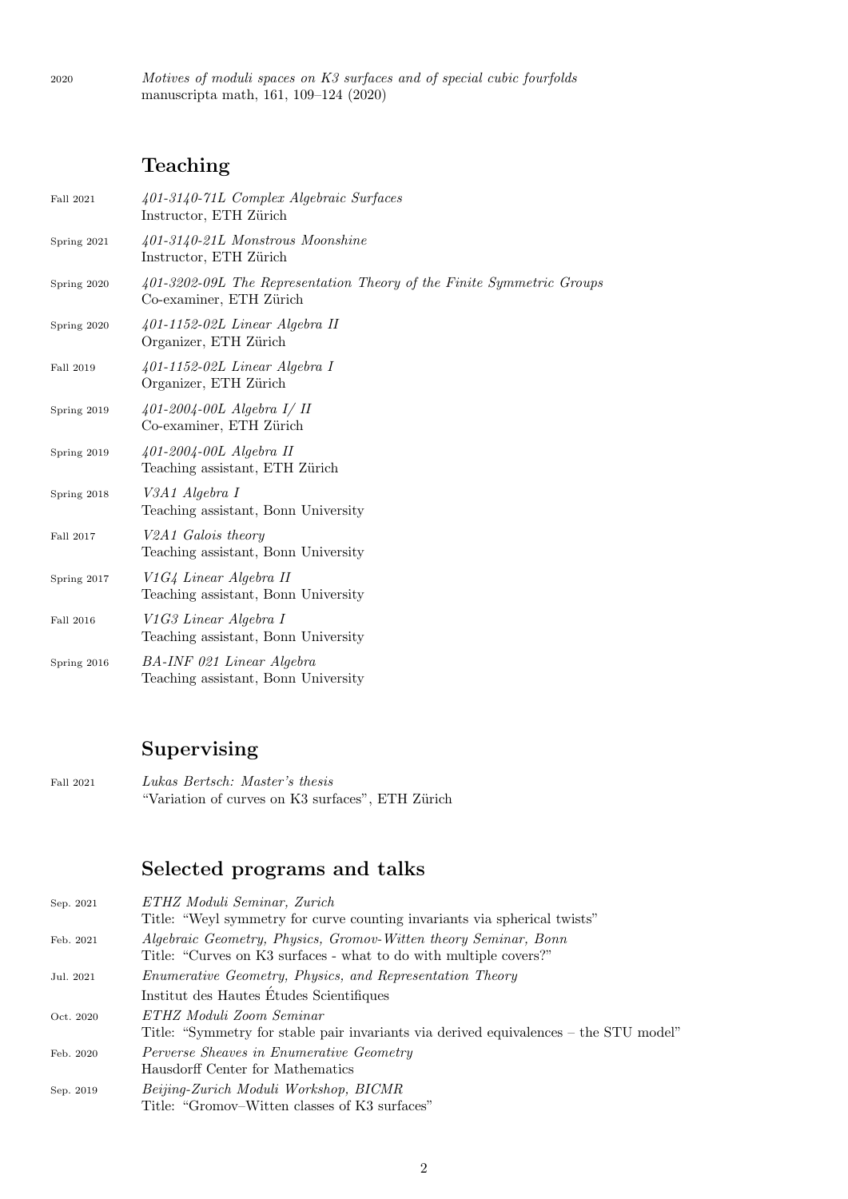2020 *Motives of moduli spaces on K3 surfaces and of special cubic fourfolds*
manuscripta math, 161, 109–124 (2020)

## Teaching

Fall 2021 *401-3140-71L Complex Algebraic Surfaces*
Instructor, ETH Zürich

Spring 2021 *401-3140-21L Monstrous Moonshine*
Instructor, ETH Zürich

Spring 2020 *401-3202-09L The Representation Theory of the Finite Symmetric Groups*
Co-examiner, ETH Zürich

Spring 2020 *401-1152-02L Linear Algebra II*
Organizer, ETH Zürich

Fall 2019 *401-1152-02L Linear Algebra I*
Organizer, ETH Zürich

Spring 2019 *401-2004-00L Algebra I/ II*
Co-examiner, ETH Zürich

Spring 2019 *401-2004-00L Algebra II*
Teaching assistant, ETH Zürich

Spring 2018 *V3A1 Algebra I*
Teaching assistant, Bonn University

Fall 2017 *V2A1 Galois theory*
Teaching assistant, Bonn University

Spring 2017 *V1G4 Linear Algebra II*
Teaching assistant, Bonn University

Fall 2016 *V1G3 Linear Algebra I*
Teaching assistant, Bonn University

Spring 2016 *BA-INF 021 Linear Algebra*
Teaching assistant, Bonn University

## Supervising

Fall 2021 *Lukas Bertsch: Master's thesis*
"Variation of curves on K3 surfaces", ETH Zürich

## Selected programs and talks

Sep. 2021 *ETHZ Moduli Seminar, Zurich*
Title: "Weyl symmetry for curve counting invariants via spherical twists"

Feb. 2021 *Algebraic Geometry, Physics, Gromov-Witten theory Seminar, Bonn*
Title: "Curves on K3 surfaces - what to do with multiple covers?"

Jul. 2021 *Enumerative Geometry, Physics, and Representation Theory*
Institut des Hautes Études Scientifiques

Oct. 2020 *ETHZ Moduli Zoom Seminar*
Title: "Symmetry for stable pair invariants via derived equivalences – the STU model"

Feb. 2020 *Perverse Sheaves in Enumerative Geometry*
Hausdorff Center for Mathematics

Sep. 2019 *Beijing-Zurich Moduli Workshop, BICMR*
Title: "Gromov–Witten classes of K3 surfaces"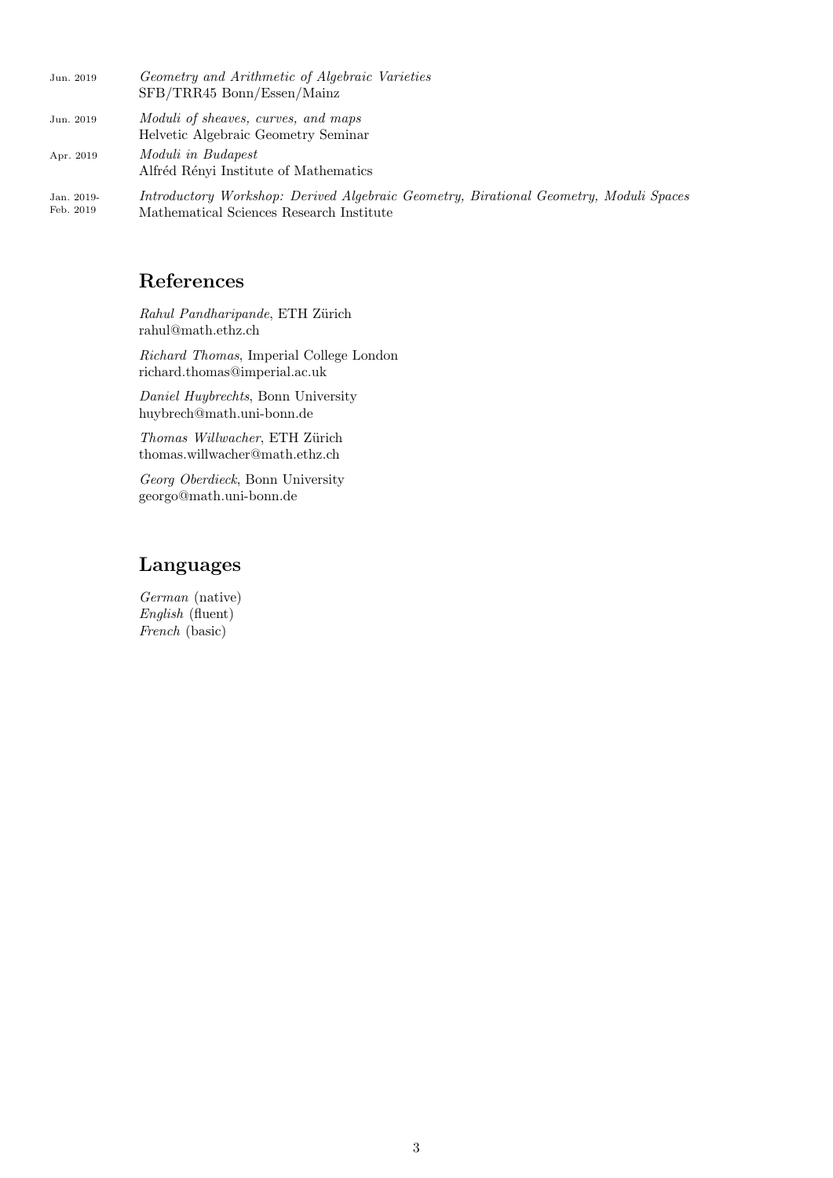Jun. 2019 — *Geometry and Arithmetic of Algebraic Varieties*
SFB/TRR45 Bonn/Essen/Mainz

Jun. 2019 — *Moduli of sheaves, curves, and maps*
Helvetic Algebraic Geometry Seminar

Apr. 2019 — *Moduli in Budapest*
Alfréd Rényi Institute of Mathematics

Jan. 2019-Feb. 2019 — *Introductory Workshop: Derived Algebraic Geometry, Birational Geometry, Moduli Spaces*
Mathematical Sciences Research Institute

## References

*Rahul Pandharipande*, ETH Zürich
rahul@math.ethz.ch

*Richard Thomas*, Imperial College London
richard.thomas@imperial.ac.uk

*Daniel Huybrechts*, Bonn University
huybrech@math.uni-bonn.de

*Thomas Willwacher*, ETH Zürich
thomas.willwacher@math.ethz.ch

*Georg Oberdieck*, Bonn University
georgo@math.uni-bonn.de

## Languages

*German* (native)
*English* (fluent)
*French* (basic)